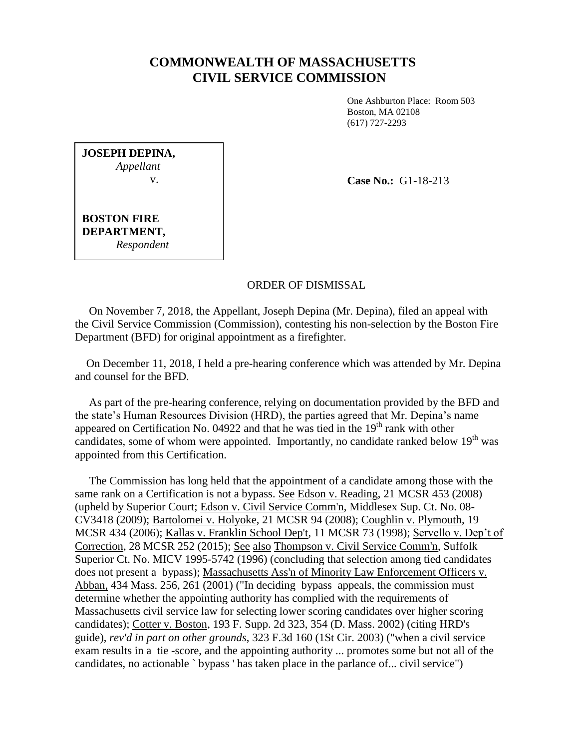# COMMONWEALTH OF MASSACHUSETTS
# CIVIL SERVICE COMMISSION

One Ashburton Place: Room 503
Boston, MA 02108
(617) 727-2293

**JOSEPH DEPINA,**
*Appellant*
v.

**BOSTON FIRE DEPARTMENT,**
*Respondent*

**Case No.:** G1-18-213

ORDER OF DISMISSAL

On November 7, 2018, the Appellant, Joseph Depina (Mr. Depina), filed an appeal with the Civil Service Commission (Commission), contesting his non-selection by the Boston Fire Department (BFD) for original appointment as a firefighter.

On December 11, 2018, I held a pre-hearing conference which was attended by Mr. Depina and counsel for the BFD.

As part of the pre-hearing conference, relying on documentation provided by the BFD and the state's Human Resources Division (HRD), the parties agreed that Mr. Depina's name appeared on Certification No. 04922 and that he was tied in the 19th rank with other candidates, some of whom were appointed. Importantly, no candidate ranked below 19th was appointed from this Certification.

The Commission has long held that the appointment of a candidate among those with the same rank on a Certification is not a bypass. See Edson v. Reading, 21 MCSR 453 (2008) (upheld by Superior Court; Edson v. Civil Service Comm'n, Middlesex Sup. Ct. No. 08-CV3418 (2009); Bartolomei v. Holyoke, 21 MCSR 94 (2008); Coughlin v. Plymouth, 19 MCSR 434 (2006); Kallas v. Franklin School Dep't, 11 MCSR 73 (1998); Servello v. Dep't of Correction, 28 MCSR 252 (2015); See also Thompson v. Civil Service Comm'n, Suffolk Superior Ct. No. MICV 1995-5742 (1996) (concluding that selection among tied candidates does not present a bypass); Massachusetts Ass'n of Minority Law Enforcement Officers v. Abban, 434 Mass. 256, 261 (2001) ("In deciding bypass appeals, the commission must determine whether the appointing authority has complied with the requirements of Massachusetts civil service law for selecting lower scoring candidates over higher scoring candidates); Cotter v. Boston, 193 F. Supp. 2d 323, 354 (D. Mass. 2002) (citing HRD's guide), *rev'd in part on other grounds*, 323 F.3d 160 (1St Cir. 2003) ("when a civil service exam results in a tie -score, and the appointing authority ... promotes some but not all of the candidates, no actionable ` bypass ' has taken place in the parlance of... civil service")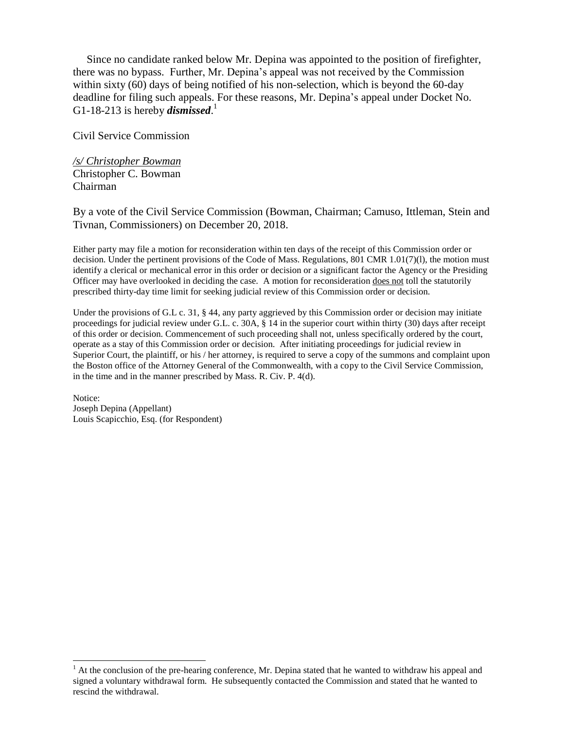Since no candidate ranked below Mr. Depina was appointed to the position of firefighter, there was no bypass. Further, Mr. Depina's appeal was not received by the Commission within sixty (60) days of being notified of his non-selection, which is beyond the 60-day deadline for filing such appeals. For these reasons, Mr. Depina's appeal under Docket No. G1-18-213 is hereby ***dismissed***.[1]

Civil Service Commission

*/s/ Christopher Bowman*
Christopher C. Bowman
Chairman

By a vote of the Civil Service Commission (Bowman, Chairman; Camuso, Ittleman, Stein and Tivnan, Commissioners) on December 20, 2018.

Either party may file a motion for reconsideration within ten days of the receipt of this Commission order or decision. Under the pertinent provisions of the Code of Mass. Regulations, 801 CMR 1.01(7)(l), the motion must identify a clerical or mechanical error in this order or decision or a significant factor the Agency or the Presiding Officer may have overlooked in deciding the case. A motion for reconsideration does not toll the statutorily prescribed thirty-day time limit for seeking judicial review of this Commission order or decision.

Under the provisions of G.L c. 31, § 44, any party aggrieved by this Commission order or decision may initiate proceedings for judicial review under G.L. c. 30A, § 14 in the superior court within thirty (30) days after receipt of this order or decision. Commencement of such proceeding shall not, unless specifically ordered by the court, operate as a stay of this Commission order or decision. After initiating proceedings for judicial review in Superior Court, the plaintiff, or his / her attorney, is required to serve a copy of the summons and complaint upon the Boston office of the Attorney General of the Commonwealth, with a copy to the Civil Service Commission, in the time and in the manner prescribed by Mass. R. Civ. P. 4(d).

Notice:
Joseph Depina (Appellant)
Louis Scapicchio, Esq. (for Respondent)

[1] At the conclusion of the pre-hearing conference, Mr. Depina stated that he wanted to withdraw his appeal and signed a voluntary withdrawal form. He subsequently contacted the Commission and stated that he wanted to rescind the withdrawal.